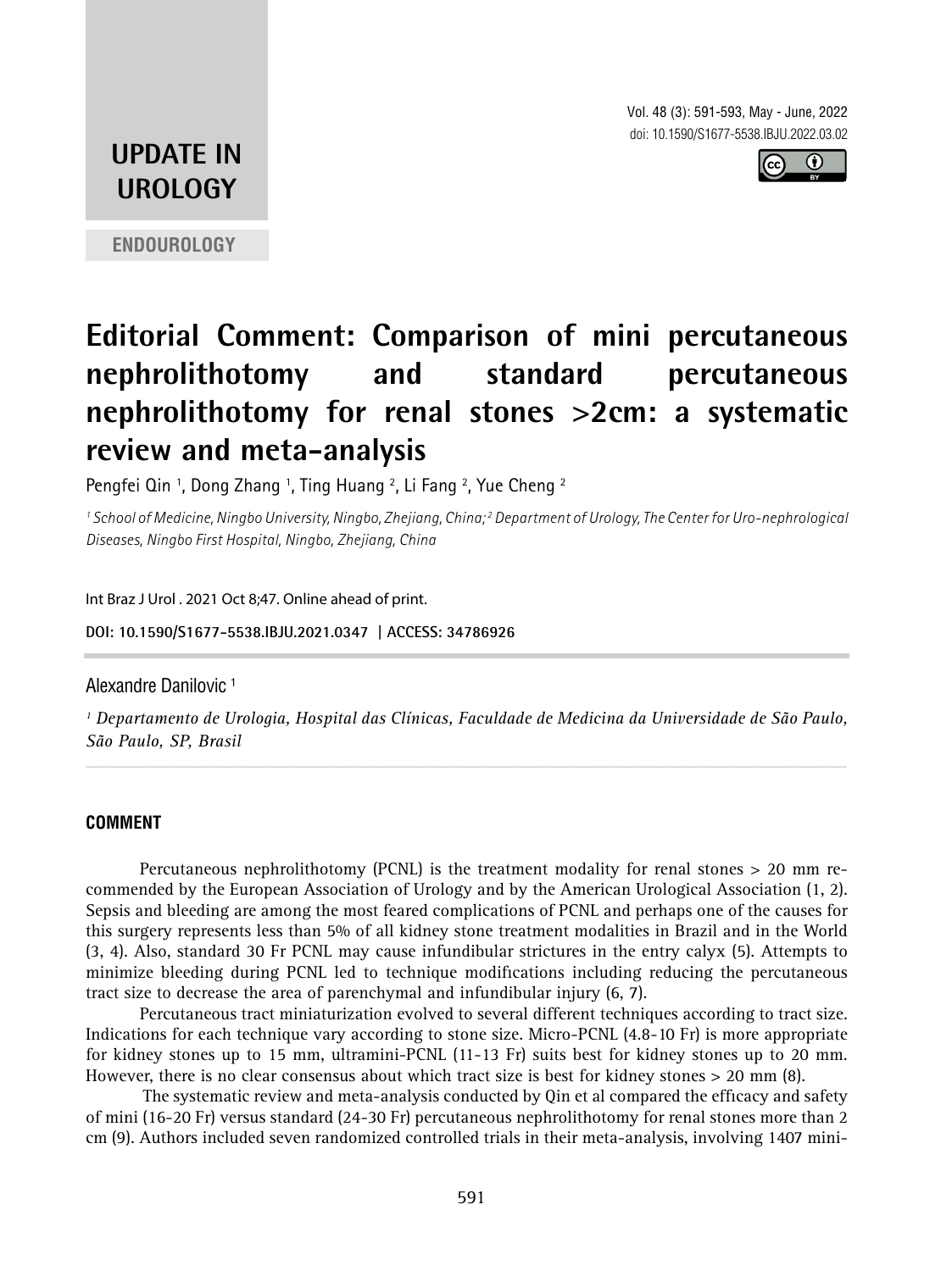**UPDATE IN UROLOGY**

**ENDOUROLOGY**

# Editorial Comment: Comparison of mini percutaneous nephrolithotomy and standard percutaneous nephrolithotomy for renal stones >2cm: a systematic review and meta-analysis

Pengfei Qin [1], Dong Zhang [1], Ting Huang [2], Li Fang [2], Yue Cheng [2]

*[1] School of Medicine, Ningbo University, Ningbo, Zhejiang, China; [2] Department of Urology, The Center for Uro-nephrological Diseases, Ningbo First Hospital, Ningbo, Zhejiang, China*

Int Braz J Urol . 2021 Oct 8;47. Online ahead of print.

**DOI: 10.1590/S1677-5538.IBJU.2021.0347 | ACCESS: 34786926**

---

Alexandre Danilovic [1]

*[1] Departamento de Urologia, Hospital das Clínicas, Faculdade de Medicina da Universidade de São Paulo, São Paulo, SP, Brasil*

---

## COMMENT

Percutaneous nephrolithotomy (PCNL) is the treatment modality for renal stones > 20 mm recommended by the European Association of Urology and by the American Urological Association (1, 2). Sepsis and bleeding are among the most feared complications of PCNL and perhaps one of the causes for this surgery represents less than 5% of all kidney stone treatment modalities in Brazil and in the World (3, 4). Also, standard 30 Fr PCNL may cause infundibular strictures in the entry calyx (5). Attempts to minimize bleeding during PCNL led to technique modifications including reducing the percutaneous tract size to decrease the area of parenchymal and infundibular injury (6, 7).

Percutaneous tract miniaturization evolved to several different techniques according to tract size. Indications for each technique vary according to stone size. Micro-PCNL (4.8-10 Fr) is more appropriate for kidney stones up to 15 mm, ultramini-PCNL (11-13 Fr) suits best for kidney stones up to 20 mm. However, there is no clear consensus about which tract size is best for kidney stones > 20 mm (8).

The systematic review and meta-analysis conducted by Qin et al compared the efficacy and safety of mini (16-20 Fr) versus standard (24-30 Fr) percutaneous nephrolithotomy for renal stones more than 2 cm (9). Authors included seven randomized controlled trials in their meta-analysis, involving 1407 mini-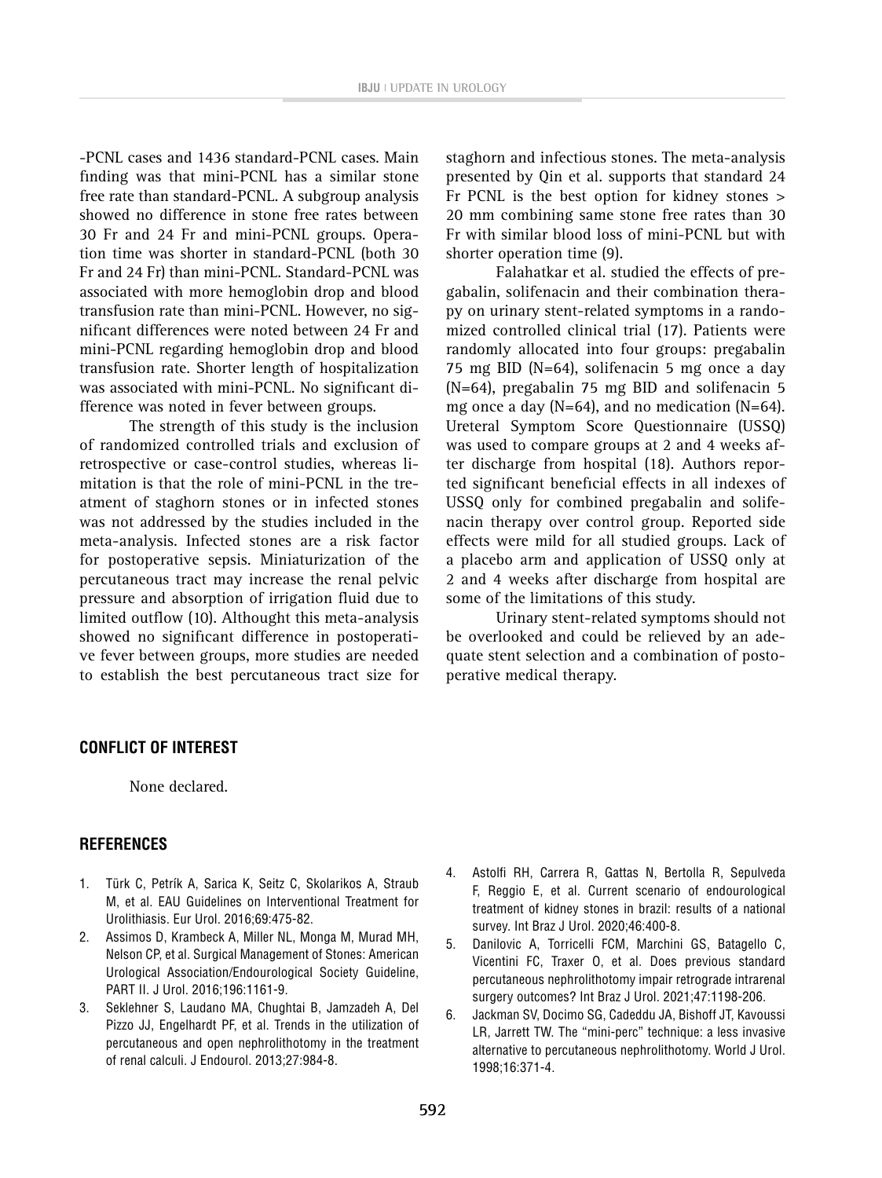-PCNL cases and 1436 standard-PCNL cases. Main finding was that mini-PCNL has a similar stone free rate than standard-PCNL. A subgroup analysis showed no difference in stone free rates between 30 Fr and 24 Fr and mini-PCNL groups. Operation time was shorter in standard-PCNL (both 30 Fr and 24 Fr) than mini-PCNL. Standard-PCNL was associated with more hemoglobin drop and blood transfusion rate than mini-PCNL. However, no significant differences were noted between 24 Fr and mini-PCNL regarding hemoglobin drop and blood transfusion rate. Shorter length of hospitalization was associated with mini-PCNL. No significant difference was noted in fever between groups.

The strength of this study is the inclusion of randomized controlled trials and exclusion of retrospective or case-control studies, whereas limitation is that the role of mini-PCNL in the treatment of staghorn stones or in infected stones was not addressed by the studies included in the meta-analysis. Infected stones are a risk factor for postoperative sepsis. Miniaturization of the percutaneous tract may increase the renal pelvic pressure and absorption of irrigation fluid due to limited outflow (10). Althought this meta-analysis showed no significant difference in postoperative fever between groups, more studies are needed to establish the best percutaneous tract size for staghorn and infectious stones. The meta-analysis presented by Qin et al. supports that standard 24 Fr PCNL is the best option for kidney stones > 20 mm combining same stone free rates than 30 Fr with similar blood loss of mini-PCNL but with shorter operation time (9).

Falahatkar et al. studied the effects of pregabalin, solifenacin and their combination therapy on urinary stent-related symptoms in a randomized controlled clinical trial (17). Patients were randomly allocated into four groups: pregabalin 75 mg BID (N=64), solifenacin 5 mg once a day (N=64), pregabalin 75 mg BID and solifenacin 5 mg once a day (N=64), and no medication (N=64). Ureteral Symptom Score Questionnaire (USSQ) was used to compare groups at 2 and 4 weeks after discharge from hospital (18). Authors reported significant beneficial effects in all indexes of USSQ only for combined pregabalin and solifenacin therapy over control group. Reported side effects were mild for all studied groups. Lack of a placebo arm and application of USSQ only at 2 and 4 weeks after discharge from hospital are some of the limitations of this study.

Urinary stent-related symptoms should not be overlooked and could be relieved by an adequate stent selection and a combination of postoperative medical therapy.

## CONFLICT OF INTEREST

None declared.

## REFERENCES

1. Türk C, Petrík A, Sarica K, Seitz C, Skolarikos A, Straub M, et al. EAU Guidelines on Interventional Treatment for Urolithiasis. Eur Urol. 2016;69:475-82.
2. Assimos D, Krambeck A, Miller NL, Monga M, Murad MH, Nelson CP, et al. Surgical Management of Stones: American Urological Association/Endourological Society Guideline, PART II. J Urol. 2016;196:1161-9.
3. Seklehner S, Laudano MA, Chughtai B, Jamzadeh A, Del Pizzo JJ, Engelhardt PF, et al. Trends in the utilization of percutaneous and open nephrolithotomy in the treatment of renal calculi. J Endourol. 2013;27:984-8.
4. Astolfi RH, Carrera R, Gattas N, Bertolla R, Sepulveda F, Reggio E, et al. Current scenario of endourological treatment of kidney stones in brazil: results of a national survey. Int Braz J Urol. 2020;46:400-8.
5. Danilovic A, Torricelli FCM, Marchini GS, Batagello C, Vicentini FC, Traxer O, et al. Does previous standard percutaneous nephrolithotomy impair retrograde intrarenal surgery outcomes? Int Braz J Urol. 2021;47:1198-206.
6. Jackman SV, Docimo SG, Cadeddu JA, Bishoff JT, Kavoussi LR, Jarrett TW. The "mini-perc" technique: a less invasive alternative to percutaneous nephrolithotomy. World J Urol. 1998;16:371-4.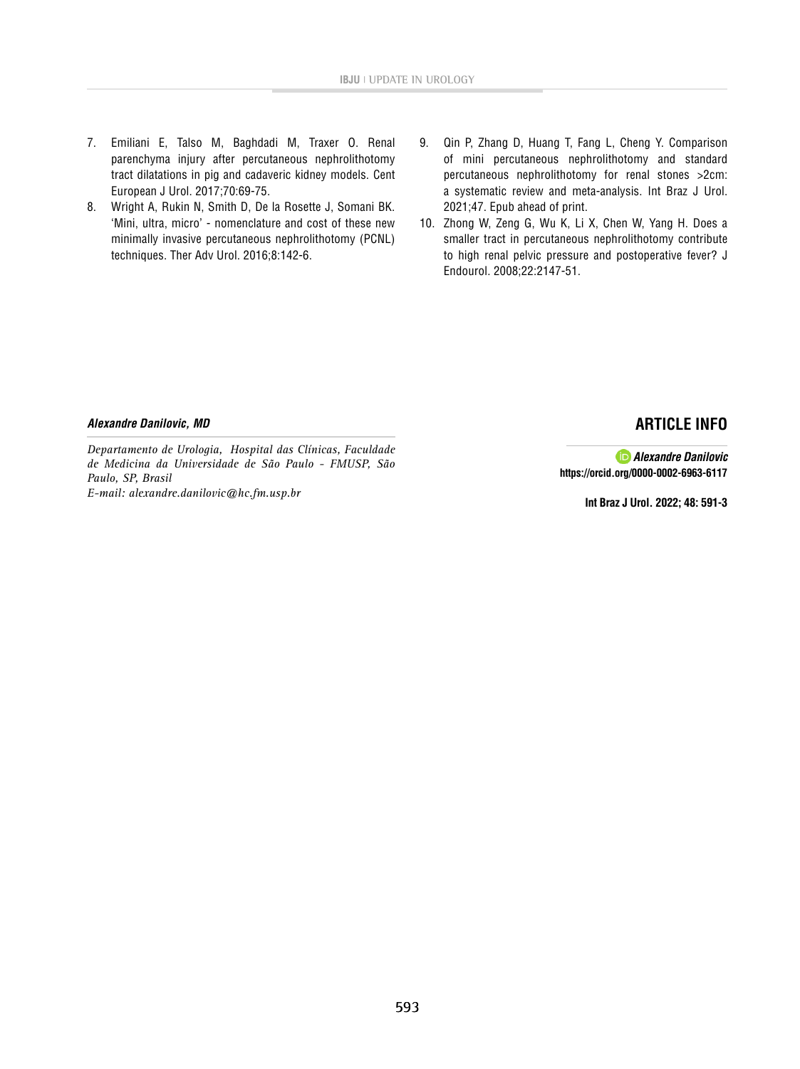7. Emiliani E, Talso M, Baghdadi M, Traxer O. Renal parenchyma injury after percutaneous nephrolithotomy tract dilatations in pig and cadaveric kidney models. Cent European J Urol. 2017;70:69-75.
8. Wright A, Rukin N, Smith D, De la Rosette J, Somani BK. 'Mini, ultra, micro' - nomenclature and cost of these new minimally invasive percutaneous nephrolithotomy (PCNL) techniques. Ther Adv Urol. 2016;8:142-6.
9. Qin P, Zhang D, Huang T, Fang L, Cheng Y. Comparison of mini percutaneous nephrolithotomy and standard percutaneous nephrolithotomy for renal stones >2cm: a systematic review and meta-analysis. Int Braz J Urol. 2021;47. Epub ahead of print.
10. Zhong W, Zeng G, Wu K, Li X, Chen W, Yang H. Does a smaller tract in percutaneous nephrolithotomy contribute to high renal pelvic pressure and postoperative fever? J Endourol. 2008;22:2147-51.

***Alexandre Danilovic, MD***

*Departamento de Urologia, Hospital das Clínicas, Faculdade de Medicina da Universidade de São Paulo - FMUSP, São Paulo, SP, Brasil*
*E-mail: alexandre.danilovic@hc.fm.usp.br*

## ARTICLE INFO

***Alexandre Danilovic***
**https://orcid.org/0000-0002-6963-6117**

**Int Braz J Urol. 2022; 48: 591-3**